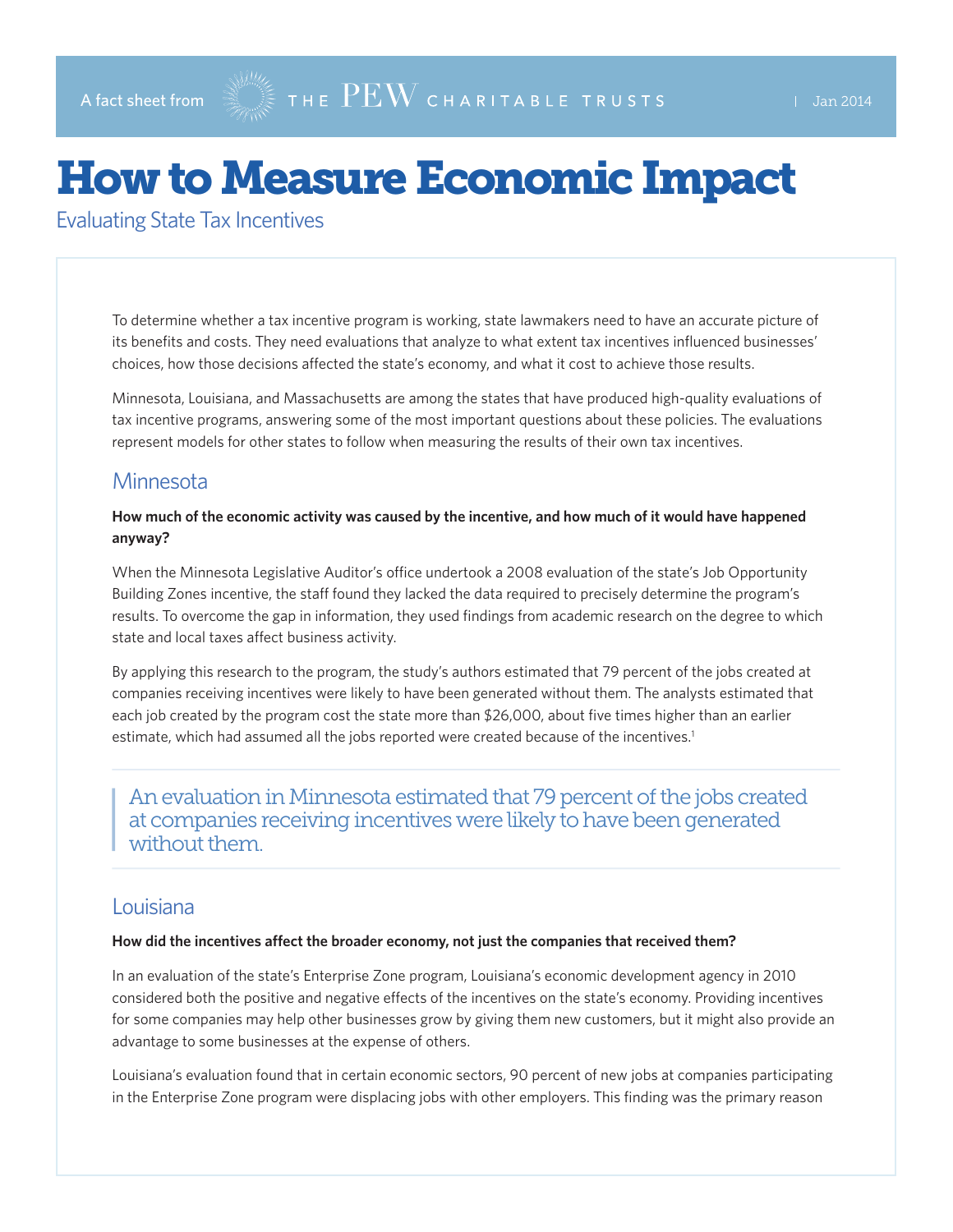A fact sheet from THE PEW CHARITABLE TRUSTS | Jan 2014

# How to Measure Economic Impact

## Evaluating State Tax Incentives

To determine whether a tax incentive program is working, state lawmakers need to have an accurate picture of its benefits and costs. They need evaluations that analyze to what extent tax incentives influenced businesses' choices, how those decisions affected the state's economy, and what it cost to achieve those results.

Minnesota, Louisiana, and Massachusetts are among the states that have produced high-quality evaluations of tax incentive programs, answering some of the most important questions about these policies. The evaluations represent models for other states to follow when measuring the results of their own tax incentives.

### Minnesota

**How much of the economic activity was caused by the incentive, and how much of it would have happened anyway?**

When the Minnesota Legislative Auditor's office undertook a 2008 evaluation of the state's Job Opportunity Building Zones incentive, the staff found they lacked the data required to precisely determine the program's results. To overcome the gap in information, they used findings from academic research on the degree to which state and local taxes affect business activity.

By applying this research to the program, the study's authors estimated that 79 percent of the jobs created at companies receiving incentives were likely to have been generated without them. The analysts estimated that each job created by the program cost the state more than $26,000, about five times higher than an earlier estimate, which had assumed all the jobs reported were created because of the incentives.[1]

> An evaluation in Minnesota estimated that 79 percent of the jobs created at companies receiving incentives were likely to have been generated without them.

### Louisiana

**How did the incentives affect the broader economy, not just the companies that received them?**

In an evaluation of the state's Enterprise Zone program, Louisiana's economic development agency in 2010 considered both the positive and negative effects of the incentives on the state's economy. Providing incentives for some companies may help other businesses grow by giving them new customers, but it might also provide an advantage to some businesses at the expense of others.

Louisiana's evaluation found that in certain economic sectors, 90 percent of new jobs at companies participating in the Enterprise Zone program were displacing jobs with other employers. This finding was the primary reason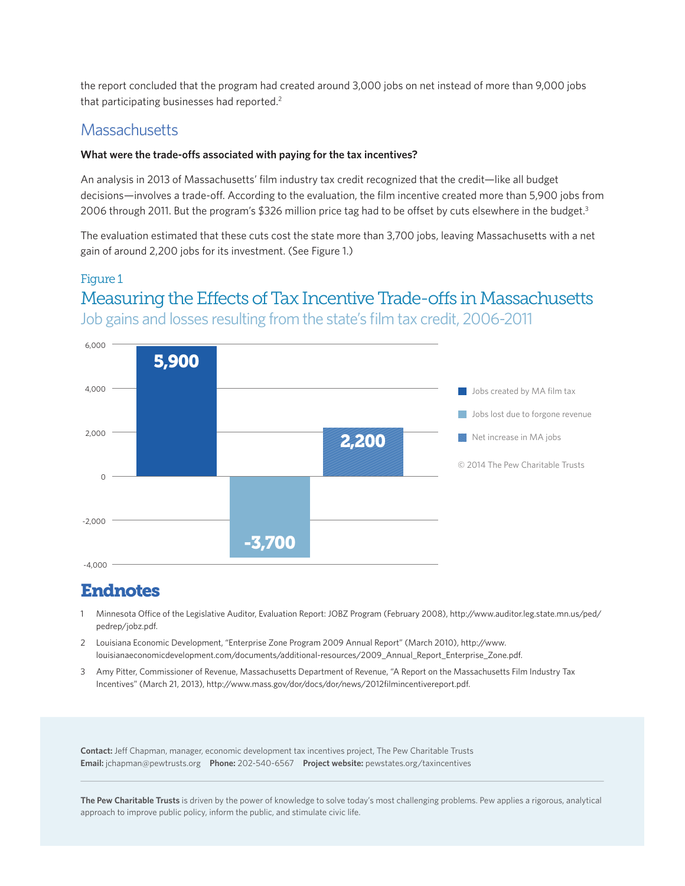the report concluded that the program had created around 3,000 jobs on net instead of more than 9,000 jobs that participating businesses had reported.[2]

## Massachusetts

**What were the trade-offs associated with paying for the tax incentives?**

An analysis in 2013 of Massachusetts' film industry tax credit recognized that the credit—like all budget decisions—involves a trade-off. According to the evaluation, the film incentive created more than 5,900 jobs from 2006 through 2011. But the program's $326 million price tag had to be offset by cuts elsewhere in the budget.[3]

The evaluation estimated that these cuts cost the state more than 3,700 jobs, leaving Massachusetts with a net gain of around 2,200 jobs for its investment. (See Figure 1.)

Figure 1

### Measuring the Effects of Tax Incentive Trade-offs in Massachusetts

Job gains and losses resulting from the state's film tax credit, 2006-2011

6,000
4,000
2,000
0
-2,000
-4,000

5,900
-3,700
2,200

Jobs created by MA film tax
Jobs lost due to forgone revenue
Net increase in MA jobs

© 2014 The Pew Charitable Trusts

## Endnotes

1. Minnesota Office of the Legislative Auditor, Evaluation Report: JOBZ Program (February 2008), http://www.auditor.leg.state.mn.us/ped/pedrep/jobz.pdf.
2. Louisiana Economic Development, "Enterprise Zone Program 2009 Annual Report" (March 2010), http://www.louisianaeconomicdevelopment.com/documents/additional-resources/2009_Annual_Report_Enterprise_Zone.pdf.
3. Amy Pitter, Commissioner of Revenue, Massachusetts Department of Revenue, "A Report on the Massachusetts Film Industry Tax Incentives" (March 21, 2013), http://www.mass.gov/dor/docs/dor/news/2012filmincentivereport.pdf.

**Contact:** Jeff Chapman, manager, economic development tax incentives project, The Pew Charitable Trusts
**Email:** jchapman@pewtrusts.org **Phone:** 202-540-6567 **Project website:** pewstates.org/taxincentives

**The Pew Charitable Trusts** is driven by the power of knowledge to solve today's most challenging problems. Pew applies a rigorous, analytical approach to improve public policy, inform the public, and stimulate civic life.